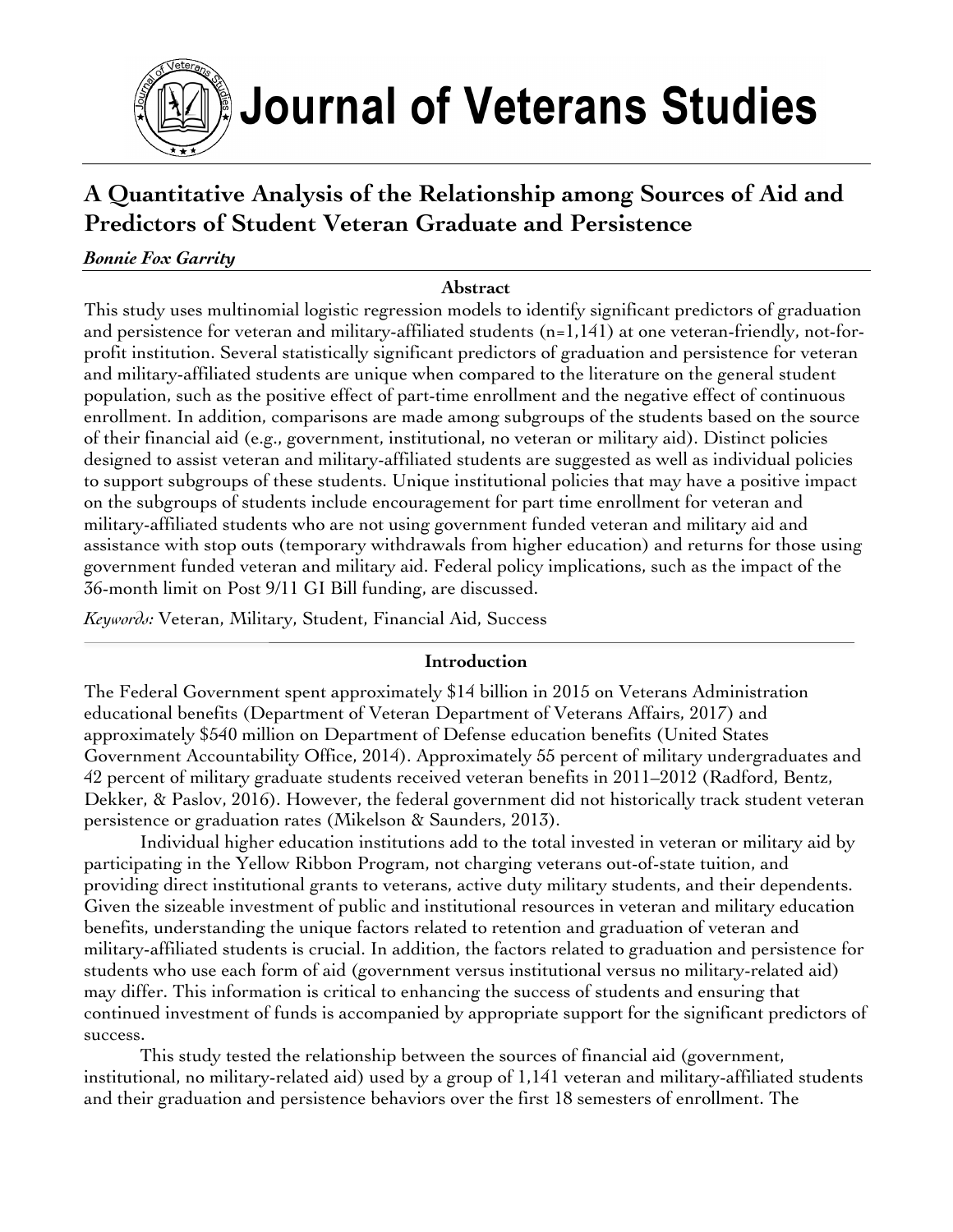# Journal of Veterans Studies

## A Quantitative Analysis of the Relationship among Sources of Aid and Predictors of Student Veteran Graduate and Persistence

***Bonnie Fox Garrity***

### Abstract

This study uses multinomial logistic regression models to identify significant predictors of graduation and persistence for veteran and military-affiliated students (n=1,141) at one veteran-friendly, not-for-profit institution. Several statistically significant predictors of graduation and persistence for veteran and military-affiliated students are unique when compared to the literature on the general student population, such as the positive effect of part-time enrollment and the negative effect of continuous enrollment. In addition, comparisons are made among subgroups of the students based on the source of their financial aid (e.g., government, institutional, no veteran or military aid). Distinct policies designed to assist veteran and military-affiliated students are suggested as well as individual policies to support subgroups of these students. Unique institutional policies that may have a positive impact on the subgroups of students include encouragement for part time enrollment for veteran and military-affiliated students who are not using government funded veteran and military aid and assistance with stop outs (temporary withdrawals from higher education) and returns for those using government funded veteran and military aid. Federal policy implications, such as the impact of the 36-month limit on Post 9/11 GI Bill funding, are discussed.

*Keywords:* Veteran, Military, Student, Financial Aid, Success

### Introduction

The Federal Government spent approximately $14 billion in 2015 on Veterans Administration educational benefits (Department of Veteran Department of Veterans Affairs, 2017) and approximately $540 million on Department of Defense education benefits (United States Government Accountability Office, 2014). Approximately 55 percent of military undergraduates and 42 percent of military graduate students received veteran benefits in 2011–2012 (Radford, Bentz, Dekker, & Paslov, 2016). However, the federal government did not historically track student veteran persistence or graduation rates (Mikelson & Saunders, 2013).

Individual higher education institutions add to the total invested in veteran or military aid by participating in the Yellow Ribbon Program, not charging veterans out-of-state tuition, and providing direct institutional grants to veterans, active duty military students, and their dependents. Given the sizeable investment of public and institutional resources in veteran and military education benefits, understanding the unique factors related to retention and graduation of veteran and military-affiliated students is crucial. In addition, the factors related to graduation and persistence for students who use each form of aid (government versus institutional versus no military-related aid) may differ. This information is critical to enhancing the success of students and ensuring that continued investment of funds is accompanied by appropriate support for the significant predictors of success.

This study tested the relationship between the sources of financial aid (government, institutional, no military-related aid) used by a group of 1,141 veteran and military-affiliated students and their graduation and persistence behaviors over the first 18 semesters of enrollment. The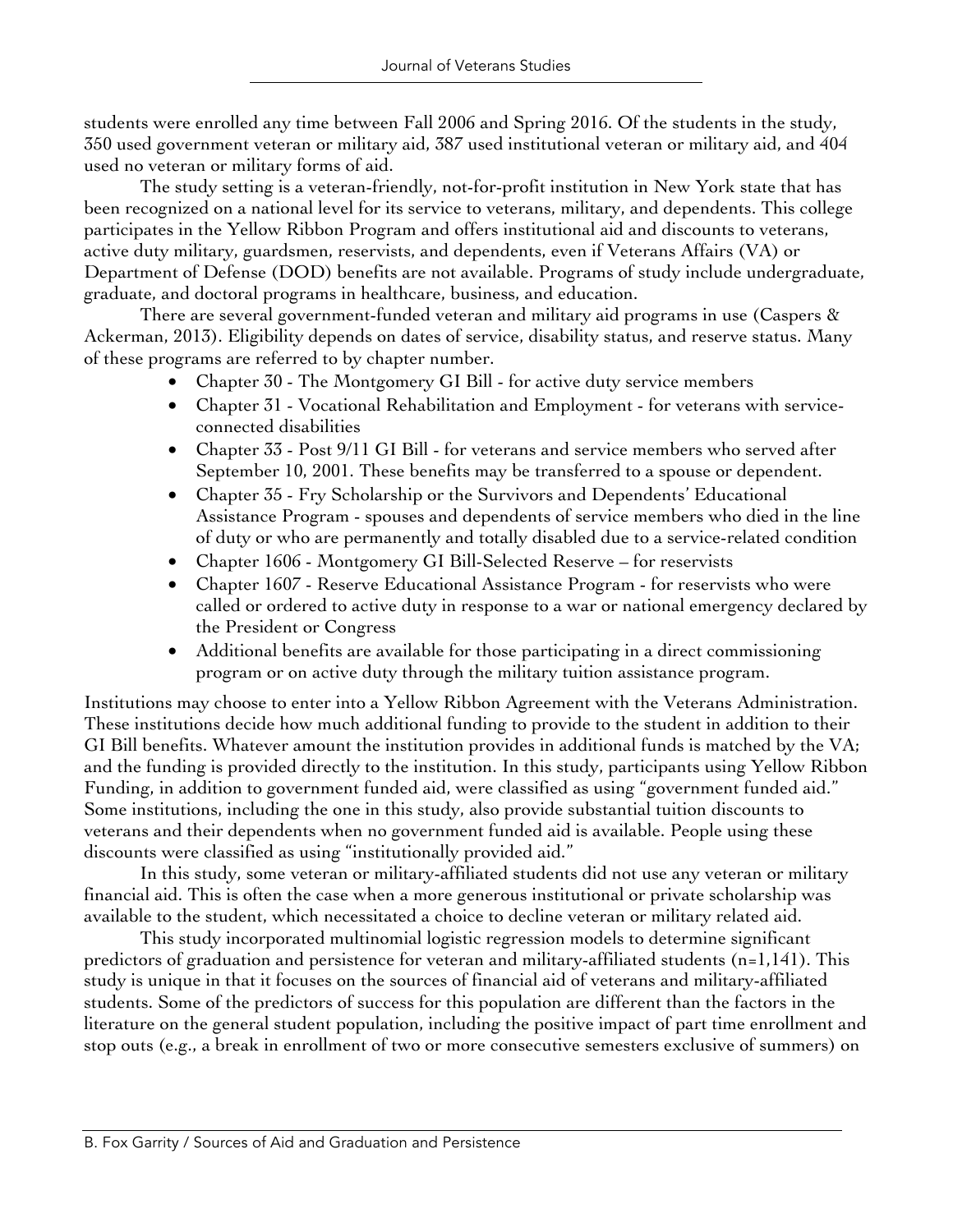students were enrolled any time between Fall 2006 and Spring 2016. Of the students in the study, 350 used government veteran or military aid, 387 used institutional veteran or military aid, and 404 used no veteran or military forms of aid.

The study setting is a veteran-friendly, not-for-profit institution in New York state that has been recognized on a national level for its service to veterans, military, and dependents. This college participates in the Yellow Ribbon Program and offers institutional aid and discounts to veterans, active duty military, guardsmen, reservists, and dependents, even if Veterans Affairs (VA) or Department of Defense (DOD) benefits are not available. Programs of study include undergraduate, graduate, and doctoral programs in healthcare, business, and education.

There are several government-funded veteran and military aid programs in use (Caspers & Ackerman, 2013). Eligibility depends on dates of service, disability status, and reserve status. Many of these programs are referred to by chapter number.

- Chapter 30 - The Montgomery GI Bill - for active duty service members
- Chapter 31 - Vocational Rehabilitation and Employment - for veterans with service-connected disabilities
- Chapter 33 - Post 9/11 GI Bill - for veterans and service members who served after September 10, 2001. These benefits may be transferred to a spouse or dependent.
- Chapter 35 - Fry Scholarship or the Survivors and Dependents' Educational Assistance Program - spouses and dependents of service members who died in the line of duty or who are permanently and totally disabled due to a service-related condition
- Chapter 1606 - Montgomery GI Bill-Selected Reserve – for reservists
- Chapter 1607 - Reserve Educational Assistance Program - for reservists who were called or ordered to active duty in response to a war or national emergency declared by the President or Congress
- Additional benefits are available for those participating in a direct commissioning program or on active duty through the military tuition assistance program.

Institutions may choose to enter into a Yellow Ribbon Agreement with the Veterans Administration. These institutions decide how much additional funding to provide to the student in addition to their GI Bill benefits. Whatever amount the institution provides in additional funds is matched by the VA; and the funding is provided directly to the institution. In this study, participants using Yellow Ribbon Funding, in addition to government funded aid, were classified as using "government funded aid." Some institutions, including the one in this study, also provide substantial tuition discounts to veterans and their dependents when no government funded aid is available. People using these discounts were classified as using "institutionally provided aid."

In this study, some veteran or military-affiliated students did not use any veteran or military financial aid. This is often the case when a more generous institutional or private scholarship was available to the student, which necessitated a choice to decline veteran or military related aid.

This study incorporated multinomial logistic regression models to determine significant predictors of graduation and persistence for veteran and military-affiliated students (n=1,141). This study is unique in that it focuses on the sources of financial aid of veterans and military-affiliated students. Some of the predictors of success for this population are different than the factors in the literature on the general student population, including the positive impact of part time enrollment and stop outs (e.g., a break in enrollment of two or more consecutive semesters exclusive of summers) on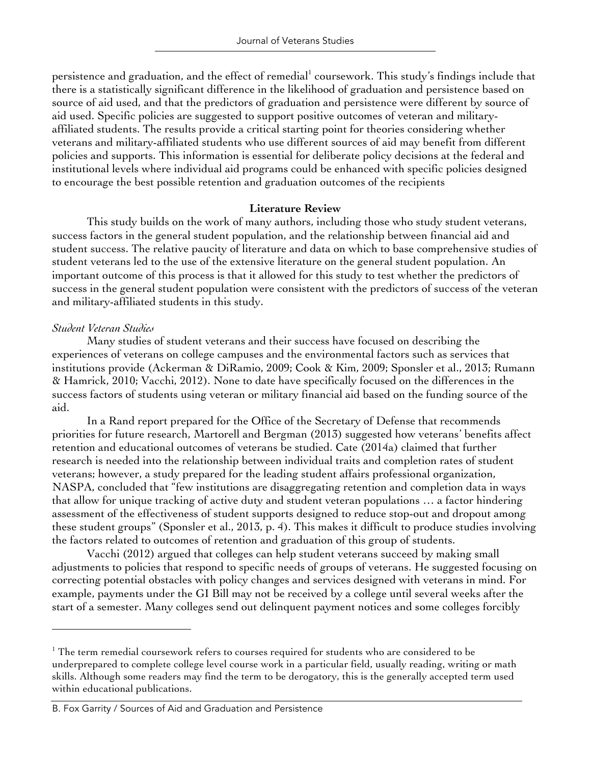persistence and graduation, and the effect of remedial[1] coursework. This study's findings include that there is a statistically significant difference in the likelihood of graduation and persistence based on source of aid used, and that the predictors of graduation and persistence were different by source of aid used. Specific policies are suggested to support positive outcomes of veteran and military-affiliated students. The results provide a critical starting point for theories considering whether veterans and military-affiliated students who use different sources of aid may benefit from different policies and supports. This information is essential for deliberate policy decisions at the federal and institutional levels where individual aid programs could be enhanced with specific policies designed to encourage the best possible retention and graduation outcomes of the recipients

## Literature Review

This study builds on the work of many authors, including those who study student veterans, success factors in the general student population, and the relationship between financial aid and student success. The relative paucity of literature and data on which to base comprehensive studies of student veterans led to the use of the extensive literature on the general student population. An important outcome of this process is that it allowed for this study to test whether the predictors of success in the general student population were consistent with the predictors of success of the veteran and military-affiliated students in this study.

### *Student Veteran Studies*

Many studies of student veterans and their success have focused on describing the experiences of veterans on college campuses and the environmental factors such as services that institutions provide (Ackerman & DiRamio, 2009; Cook & Kim, 2009; Sponsler et al., 2013; Rumann & Hamrick, 2010; Vacchi, 2012). None to date have specifically focused on the differences in the success factors of students using veteran or military financial aid based on the funding source of the aid.

In a Rand report prepared for the Office of the Secretary of Defense that recommends priorities for future research, Martorell and Bergman (2013) suggested how veterans' benefits affect retention and educational outcomes of veterans be studied. Cate (2014a) claimed that further research is needed into the relationship between individual traits and completion rates of student veterans; however, a study prepared for the leading student affairs professional organization, NASPA, concluded that "few institutions are disaggregating retention and completion data in ways that allow for unique tracking of active duty and student veteran populations … a factor hindering assessment of the effectiveness of student supports designed to reduce stop-out and dropout among these student groups" (Sponsler et al., 2013, p. 4). This makes it difficult to produce studies involving the factors related to outcomes of retention and graduation of this group of students.

Vacchi (2012) argued that colleges can help student veterans succeed by making small adjustments to policies that respond to specific needs of groups of veterans. He suggested focusing on correcting potential obstacles with policy changes and services designed with veterans in mind. For example, payments under the GI Bill may not be received by a college until several weeks after the start of a semester. Many colleges send out delinquent payment notices and some colleges forcibly

---

[1] The term remedial coursework refers to courses required for students who are considered to be underprepared to complete college level course work in a particular field, usually reading, writing or math skills. Although some readers may find the term to be derogatory, this is the generally accepted term used within educational publications.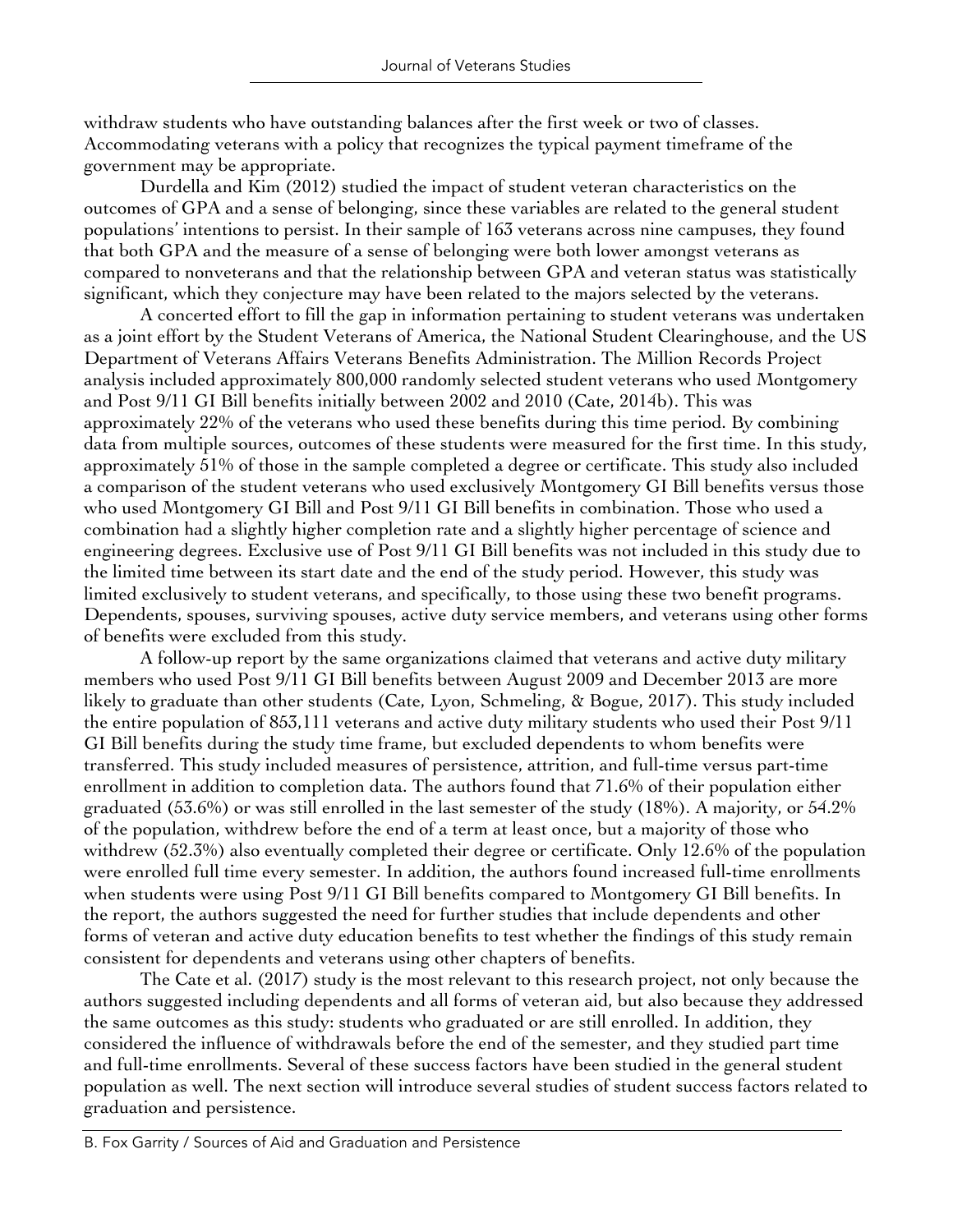withdraw students who have outstanding balances after the first week or two of classes. Accommodating veterans with a policy that recognizes the typical payment timeframe of the government may be appropriate.

Durdella and Kim (2012) studied the impact of student veteran characteristics on the outcomes of GPA and a sense of belonging, since these variables are related to the general student populations' intentions to persist. In their sample of 163 veterans across nine campuses, they found that both GPA and the measure of a sense of belonging were both lower amongst veterans as compared to nonveterans and that the relationship between GPA and veteran status was statistically significant, which they conjecture may have been related to the majors selected by the veterans.

A concerted effort to fill the gap in information pertaining to student veterans was undertaken as a joint effort by the Student Veterans of America, the National Student Clearinghouse, and the US Department of Veterans Affairs Veterans Benefits Administration. The Million Records Project analysis included approximately 800,000 randomly selected student veterans who used Montgomery and Post 9/11 GI Bill benefits initially between 2002 and 2010 (Cate, 2014b). This was approximately 22% of the veterans who used these benefits during this time period. By combining data from multiple sources, outcomes of these students were measured for the first time. In this study, approximately 51% of those in the sample completed a degree or certificate. This study also included a comparison of the student veterans who used exclusively Montgomery GI Bill benefits versus those who used Montgomery GI Bill and Post 9/11 GI Bill benefits in combination. Those who used a combination had a slightly higher completion rate and a slightly higher percentage of science and engineering degrees. Exclusive use of Post 9/11 GI Bill benefits was not included in this study due to the limited time between its start date and the end of the study period. However, this study was limited exclusively to student veterans, and specifically, to those using these two benefit programs. Dependents, spouses, surviving spouses, active duty service members, and veterans using other forms of benefits were excluded from this study.

A follow-up report by the same organizations claimed that veterans and active duty military members who used Post 9/11 GI Bill benefits between August 2009 and December 2013 are more likely to graduate than other students (Cate, Lyon, Schmeling, & Bogue, 2017). This study included the entire population of 853,111 veterans and active duty military students who used their Post 9/11 GI Bill benefits during the study time frame, but excluded dependents to whom benefits were transferred. This study included measures of persistence, attrition, and full-time versus part-time enrollment in addition to completion data. The authors found that 71.6% of their population either graduated (53.6%) or was still enrolled in the last semester of the study (18%). A majority, or 54.2% of the population, withdrew before the end of a term at least once, but a majority of those who withdrew (52.3%) also eventually completed their degree or certificate. Only 12.6% of the population were enrolled full time every semester. In addition, the authors found increased full-time enrollments when students were using Post 9/11 GI Bill benefits compared to Montgomery GI Bill benefits. In the report, the authors suggested the need for further studies that include dependents and other forms of veteran and active duty education benefits to test whether the findings of this study remain consistent for dependents and veterans using other chapters of benefits.

The Cate et al. (2017) study is the most relevant to this research project, not only because the authors suggested including dependents and all forms of veteran aid, but also because they addressed the same outcomes as this study: students who graduated or are still enrolled. In addition, they considered the influence of withdrawals before the end of the semester, and they studied part time and full-time enrollments. Several of these success factors have been studied in the general student population as well. The next section will introduce several studies of student success factors related to graduation and persistence.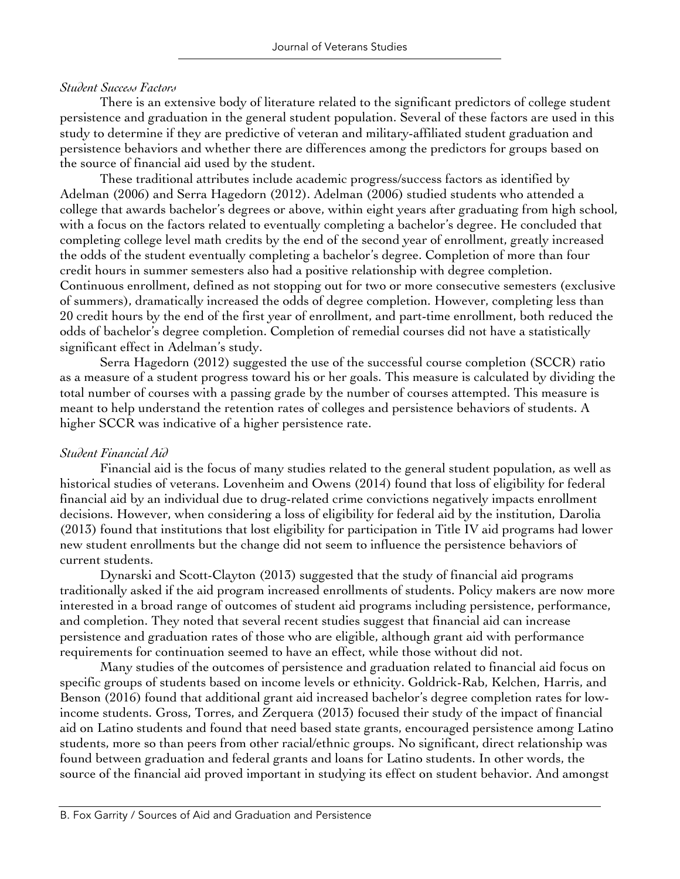*Student Success Factors*

There is an extensive body of literature related to the significant predictors of college student persistence and graduation in the general student population. Several of these factors are used in this study to determine if they are predictive of veteran and military-affiliated student graduation and persistence behaviors and whether there are differences among the predictors for groups based on the source of financial aid used by the student.

These traditional attributes include academic progress/success factors as identified by Adelman (2006) and Serra Hagedorn (2012). Adelman (2006) studied students who attended a college that awards bachelor's degrees or above, within eight years after graduating from high school, with a focus on the factors related to eventually completing a bachelor's degree. He concluded that completing college level math credits by the end of the second year of enrollment, greatly increased the odds of the student eventually completing a bachelor's degree. Completion of more than four credit hours in summer semesters also had a positive relationship with degree completion. Continuous enrollment, defined as not stopping out for two or more consecutive semesters (exclusive of summers), dramatically increased the odds of degree completion. However, completing less than 20 credit hours by the end of the first year of enrollment, and part-time enrollment, both reduced the odds of bachelor's degree completion. Completion of remedial courses did not have a statistically significant effect in Adelman's study.

Serra Hagedorn (2012) suggested the use of the successful course completion (SCCR) ratio as a measure of a student progress toward his or her goals. This measure is calculated by dividing the total number of courses with a passing grade by the number of courses attempted. This measure is meant to help understand the retention rates of colleges and persistence behaviors of students. A higher SCCR was indicative of a higher persistence rate.

*Student Financial Aid*

Financial aid is the focus of many studies related to the general student population, as well as historical studies of veterans. Lovenheim and Owens (2014) found that loss of eligibility for federal financial aid by an individual due to drug-related crime convictions negatively impacts enrollment decisions. However, when considering a loss of eligibility for federal aid by the institution, Darolia (2013) found that institutions that lost eligibility for participation in Title IV aid programs had lower new student enrollments but the change did not seem to influence the persistence behaviors of current students.

Dynarski and Scott-Clayton (2013) suggested that the study of financial aid programs traditionally asked if the aid program increased enrollments of students. Policy makers are now more interested in a broad range of outcomes of student aid programs including persistence, performance, and completion. They noted that several recent studies suggest that financial aid can increase persistence and graduation rates of those who are eligible, although grant aid with performance requirements for continuation seemed to have an effect, while those without did not.

Many studies of the outcomes of persistence and graduation related to financial aid focus on specific groups of students based on income levels or ethnicity. Goldrick-Rab, Kelchen, Harris, and Benson (2016) found that additional grant aid increased bachelor's degree completion rates for low-income students. Gross, Torres, and Zerquera (2013) focused their study of the impact of financial aid on Latino students and found that need based state grants, encouraged persistence among Latino students, more so than peers from other racial/ethnic groups. No significant, direct relationship was found between graduation and federal grants and loans for Latino students. In other words, the source of the financial aid proved important in studying its effect on student behavior. And amongst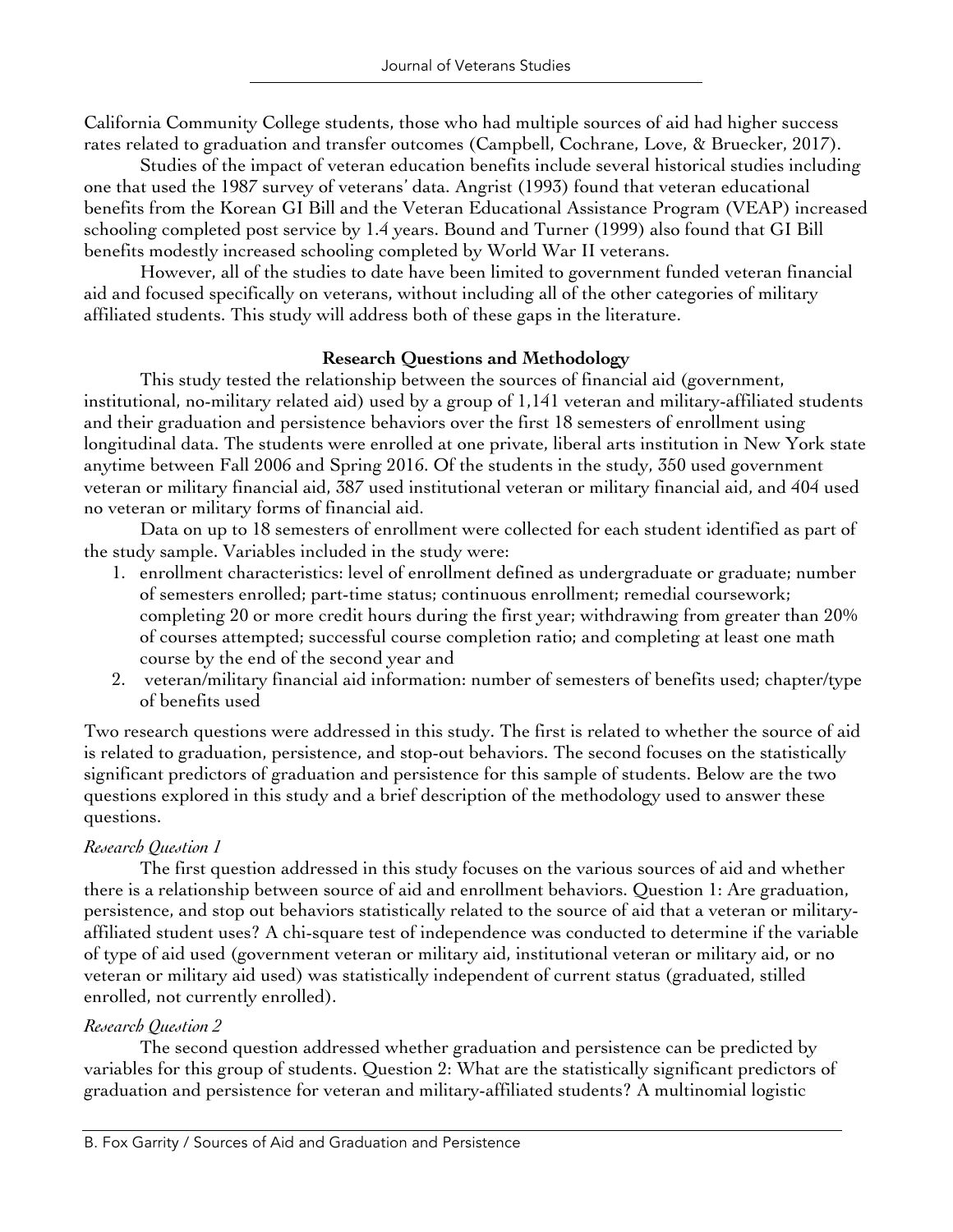California Community College students, those who had multiple sources of aid had higher success rates related to graduation and transfer outcomes (Campbell, Cochrane, Love, & Bruecker, 2017).

Studies of the impact of veteran education benefits include several historical studies including one that used the 1987 survey of veterans' data. Angrist (1993) found that veteran educational benefits from the Korean GI Bill and the Veteran Educational Assistance Program (VEAP) increased schooling completed post service by 1.4 years. Bound and Turner (1999) also found that GI Bill benefits modestly increased schooling completed by World War II veterans.

However, all of the studies to date have been limited to government funded veteran financial aid and focused specifically on veterans, without including all of the other categories of military affiliated students. This study will address both of these gaps in the literature.

## Research Questions and Methodology

This study tested the relationship between the sources of financial aid (government, institutional, no-military related aid) used by a group of 1,141 veteran and military-affiliated students and their graduation and persistence behaviors over the first 18 semesters of enrollment using longitudinal data. The students were enrolled at one private, liberal arts institution in New York state anytime between Fall 2006 and Spring 2016. Of the students in the study, 350 used government veteran or military financial aid, 387 used institutional veteran or military financial aid, and 404 used no veteran or military forms of financial aid.

Data on up to 18 semesters of enrollment were collected for each student identified as part of the study sample. Variables included in the study were:

1. enrollment characteristics: level of enrollment defined as undergraduate or graduate; number of semesters enrolled; part-time status; continuous enrollment; remedial coursework; completing 20 or more credit hours during the first year; withdrawing from greater than 20% of courses attempted; successful course completion ratio; and completing at least one math course by the end of the second year and
2. veteran/military financial aid information: number of semesters of benefits used; chapter/type of benefits used

Two research questions were addressed in this study. The first is related to whether the source of aid is related to graduation, persistence, and stop-out behaviors. The second focuses on the statistically significant predictors of graduation and persistence for this sample of students. Below are the two questions explored in this study and a brief description of the methodology used to answer these questions.

### *Research Question 1*

The first question addressed in this study focuses on the various sources of aid and whether there is a relationship between source of aid and enrollment behaviors. Question 1: Are graduation, persistence, and stop out behaviors statistically related to the source of aid that a veteran or military-affiliated student uses? A chi-square test of independence was conducted to determine if the variable of type of aid used (government veteran or military aid, institutional veteran or military aid, or no veteran or military aid used) was statistically independent of current status (graduated, stilled enrolled, not currently enrolled).

### *Research Question 2*

The second question addressed whether graduation and persistence can be predicted by variables for this group of students. Question 2: What are the statistically significant predictors of graduation and persistence for veteran and military-affiliated students? A multinomial logistic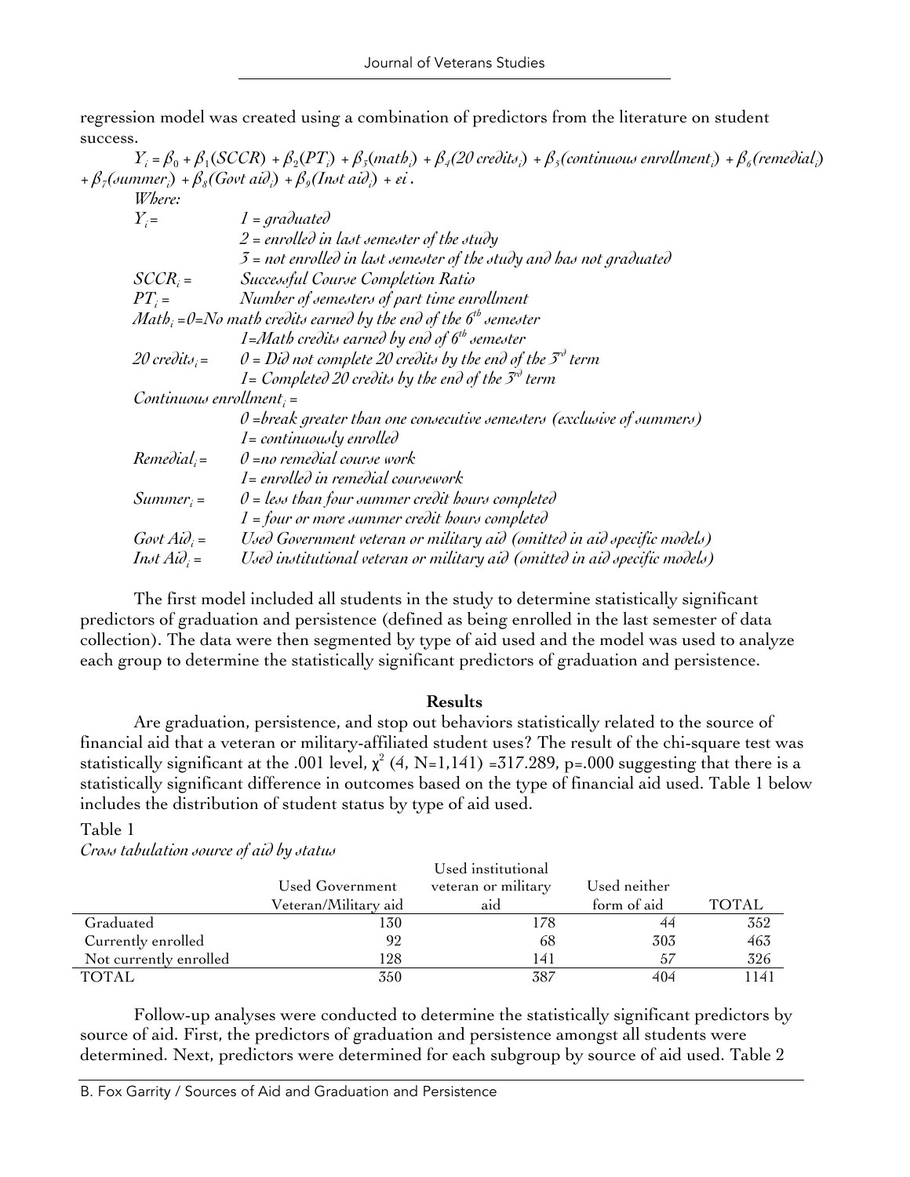regression model was created using a combination of predictors from the literature on student success.

$$Y_i = \beta_0 + \beta_1(SCCR) + \beta_2(PT_i) + \beta_3(math_i) + \beta_4(20\ credits_i) + \beta_5(continuous\ enrollment_i) + \beta_6(remedial_i) + \beta_7(summer_i) + \beta_8(Govt\ aid_i) + \beta_9(Inst\ aid_i) + \varepsilon i\ .$$

*Where:*

$Y_i$ = *1 = graduated*
*2 = enrolled in last semester of the study*
*3 = not enrolled in last semester of the study and has not graduated*

$SCCR_i$ = *Successful Course Completion Ratio*

$PT_i$ = *Number of semesters of part time enrollment*

$Math_i$ = *0=No math credits earned by the end of the 6th semester*
*1=Math credits earned by end of 6th semester*

*20 credits*$_i$ = *0 = Did not complete 20 credits by the end of the 3rd term*
*1= Completed 20 credits by the end of the 3rd term*

*Continuous enrollment*$_i$ =
*0 =break greater than one consecutive semesters (exclusive of summers)*
*1= continuously enrolled*

$Remedial_i$ = *0 =no remedial course work*
*1= enrolled in remedial coursework*

$Summer_i$ = *0 = less than four summer credit hours completed*
*1 = four or more summer credit hours completed*

*Govt Aid*$_i$ = *Used Government veteran or military aid (omitted in aid specific models)*

*Inst Aid*$_i$ = *Used institutional veteran or military aid (omitted in aid specific models)*

The first model included all students in the study to determine statistically significant predictors of graduation and persistence (defined as being enrolled in the last semester of data collection). The data were then segmented by type of aid used and the model was used to analyze each group to determine the statistically significant predictors of graduation and persistence.

## Results

Are graduation, persistence, and stop out behaviors statistically related to the source of financial aid that a veteran or military-affiliated student uses? The result of the chi-square test was statistically significant at the .001 level, $\chi^2$ (4, N=1,141) =317.289, p=.000 suggesting that there is a statistically significant difference in outcomes based on the type of financial aid used. Table 1 below includes the distribution of student status by type of aid used.

Table 1
*Cross tabulation source of aid by status*

| | Used Government Veteran/Military aid | Used institutional veteran or military aid | Used neither form of aid | TOTAL |
|---|---|---|---|---|
| Graduated | 130 | 178 | 44 | 352 |
| Currently enrolled | 92 | 68 | 303 | 463 |
| Not currently enrolled | 128 | 141 | 57 | 326 |
| TOTAL | 350 | 387 | 404 | 1141 |

Follow-up analyses were conducted to determine the statistically significant predictors by source of aid. First, the predictors of graduation and persistence amongst all students were determined. Next, predictors were determined for each subgroup by source of aid used. Table 2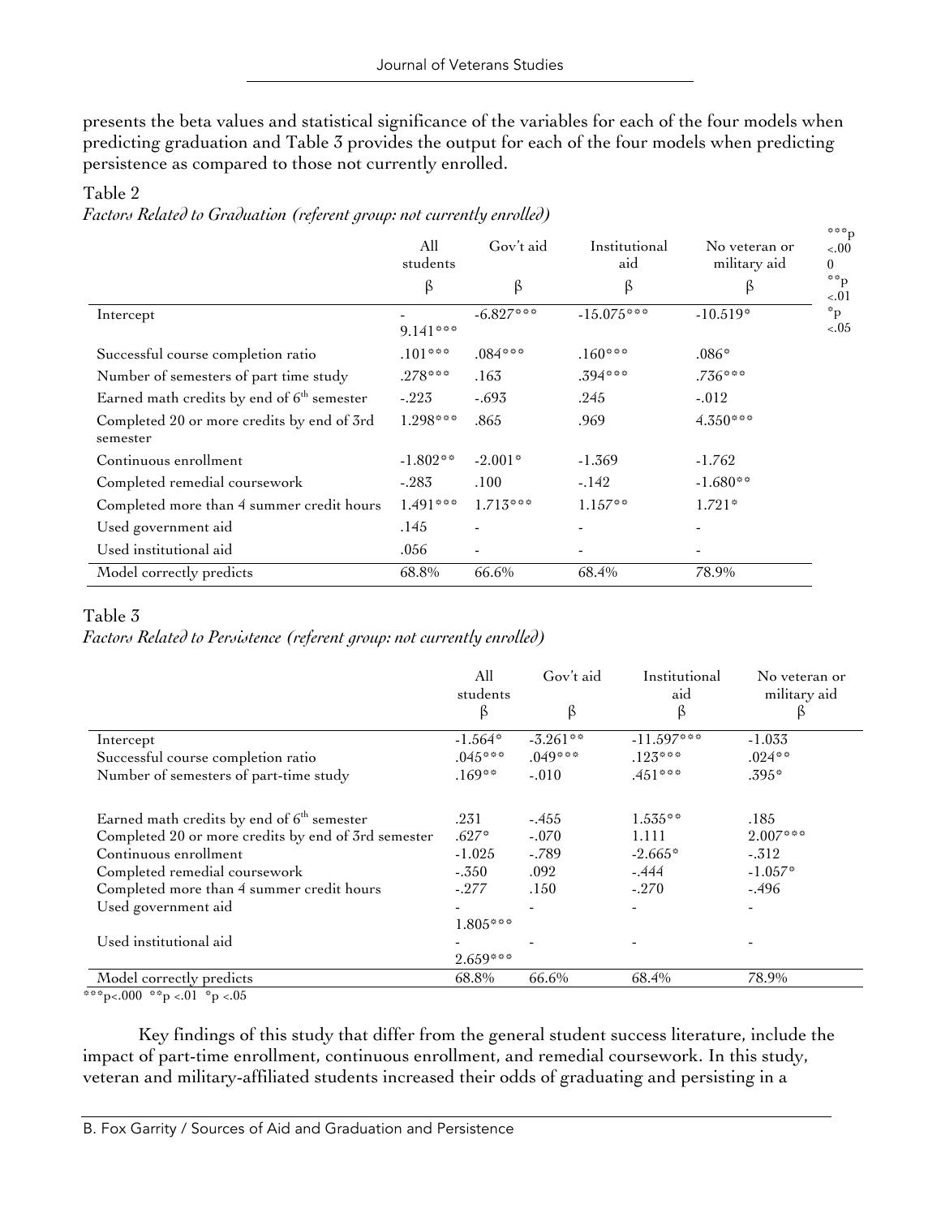presents the beta values and statistical significance of the variables for each of the four models when predicting graduation and Table 3 provides the output for each of the four models when predicting persistence as compared to those not currently enrolled.

Table 2

*Factors Related to Graduation (referent group: not currently enrolled)*

| | All students | Gov't aid | Institutional aid | No veteran or military aid |
|---|---|---|---|---|
| | β | β | β | β |
| Intercept | -9.141*** | -6.827*** | -15.075*** | -10.519* |
| Successful course completion ratio | .101*** | .084*** | .160*** | .086* |
| Number of semesters of part time study | .278*** | .163 | .394*** | .736*** |
| Earned math credits by end of 6th semester | -.223 | -.693 | .245 | -.012 |
| Completed 20 or more credits by end of 3rd semester | 1.298*** | .865 | .969 | 4.350*** |
| Continuous enrollment | -1.802** | -2.001* | -1.369 | -1.762 |
| Completed remedial coursework | -.283 | .100 | -.142 | -1.680** |
| Completed more than 4 summer credit hours | 1.491*** | 1.713*** | 1.157** | 1.721* |
| Used government aid | .145 | - | - | - |
| Used institutional aid | .056 | - | - | - |
| Model correctly predicts | 68.8% | 66.6% | 68.4% | 78.9% |

***p <.000 **p <.01 *p <.05

Table 3

*Factors Related to Persistence (referent group: not currently enrolled)*

| | All students | Gov't aid | Institutional aid | No veteran or military aid |
|---|---|---|---|---|
| | β | β | β | β |
| Intercept | -1.564* | -3.261** | -11.597*** | -1.033 |
| Successful course completion ratio | .045*** | .049*** | .123*** | .024** |
| Number of semesters of part-time study | .169** | -.010 | .451*** | .395* |
| Earned math credits by end of 6th semester | .231 | -.455 | 1.535** | .185 |
| Completed 20 or more credits by end of 3rd semester | .627* | -.070 | 1.111 | 2.007*** |
| Continuous enrollment | -1.025 | -.789 | -2.665* | -.312 |
| Completed remedial coursework | -.350 | .092 | -.444 | -1.057* |
| Completed more than 4 summer credit hours | -.277 | .150 | -.270 | -.496 |
| Used government aid | -1.805*** | - | - | - |
| Used institutional aid | -2.659*** | - | - | - |
| Model correctly predicts | 68.8% | 66.6% | 68.4% | 78.9% |

***p<.000 **p <.01 *p <.05

Key findings of this study that differ from the general student success literature, include the impact of part-time enrollment, continuous enrollment, and remedial coursework. In this study, veteran and military-affiliated students increased their odds of graduating and persisting in a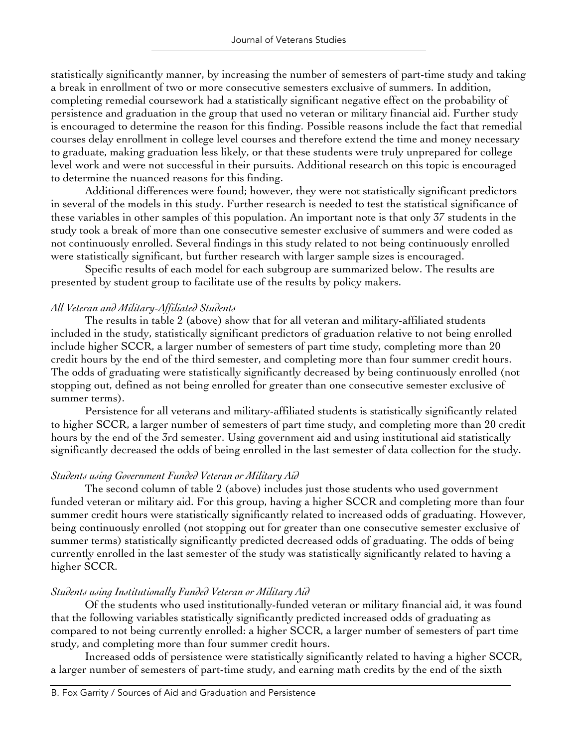statistically significantly manner, by increasing the number of semesters of part-time study and taking a break in enrollment of two or more consecutive semesters exclusive of summers. In addition, completing remedial coursework had a statistically significant negative effect on the probability of persistence and graduation in the group that used no veteran or military financial aid. Further study is encouraged to determine the reason for this finding. Possible reasons include the fact that remedial courses delay enrollment in college level courses and therefore extend the time and money necessary to graduate, making graduation less likely, or that these students were truly unprepared for college level work and were not successful in their pursuits. Additional research on this topic is encouraged to determine the nuanced reasons for this finding.

Additional differences were found; however, they were not statistically significant predictors in several of the models in this study. Further research is needed to test the statistical significance of these variables in other samples of this population. An important note is that only 37 students in the study took a break of more than one consecutive semester exclusive of summers and were coded as not continuously enrolled. Several findings in this study related to not being continuously enrolled were statistically significant, but further research with larger sample sizes is encouraged.

Specific results of each model for each subgroup are summarized below. The results are presented by student group to facilitate use of the results by policy makers.

### *All Veteran and Military-Affiliated Students*

The results in table 2 (above) show that for all veteran and military-affiliated students included in the study, statistically significant predictors of graduation relative to not being enrolled include higher SCCR, a larger number of semesters of part time study, completing more than 20 credit hours by the end of the third semester, and completing more than four summer credit hours. The odds of graduating were statistically significantly decreased by being continuously enrolled (not stopping out, defined as not being enrolled for greater than one consecutive semester exclusive of summer terms).

Persistence for all veterans and military-affiliated students is statistically significantly related to higher SCCR, a larger number of semesters of part time study, and completing more than 20 credit hours by the end of the 3rd semester. Using government aid and using institutional aid statistically significantly decreased the odds of being enrolled in the last semester of data collection for the study.

### *Students using Government Funded Veteran or Military Aid*

The second column of table 2 (above) includes just those students who used government funded veteran or military aid. For this group, having a higher SCCR and completing more than four summer credit hours were statistically significantly related to increased odds of graduating. However, being continuously enrolled (not stopping out for greater than one consecutive semester exclusive of summer terms) statistically significantly predicted decreased odds of graduating. The odds of being currently enrolled in the last semester of the study was statistically significantly related to having a higher SCCR.

### *Students using Institutionally Funded Veteran or Military Aid*

Of the students who used institutionally-funded veteran or military financial aid, it was found that the following variables statistically significantly predicted increased odds of graduating as compared to not being currently enrolled: a higher SCCR, a larger number of semesters of part time study, and completing more than four summer credit hours.

Increased odds of persistence were statistically significantly related to having a higher SCCR, a larger number of semesters of part-time study, and earning math credits by the end of the sixth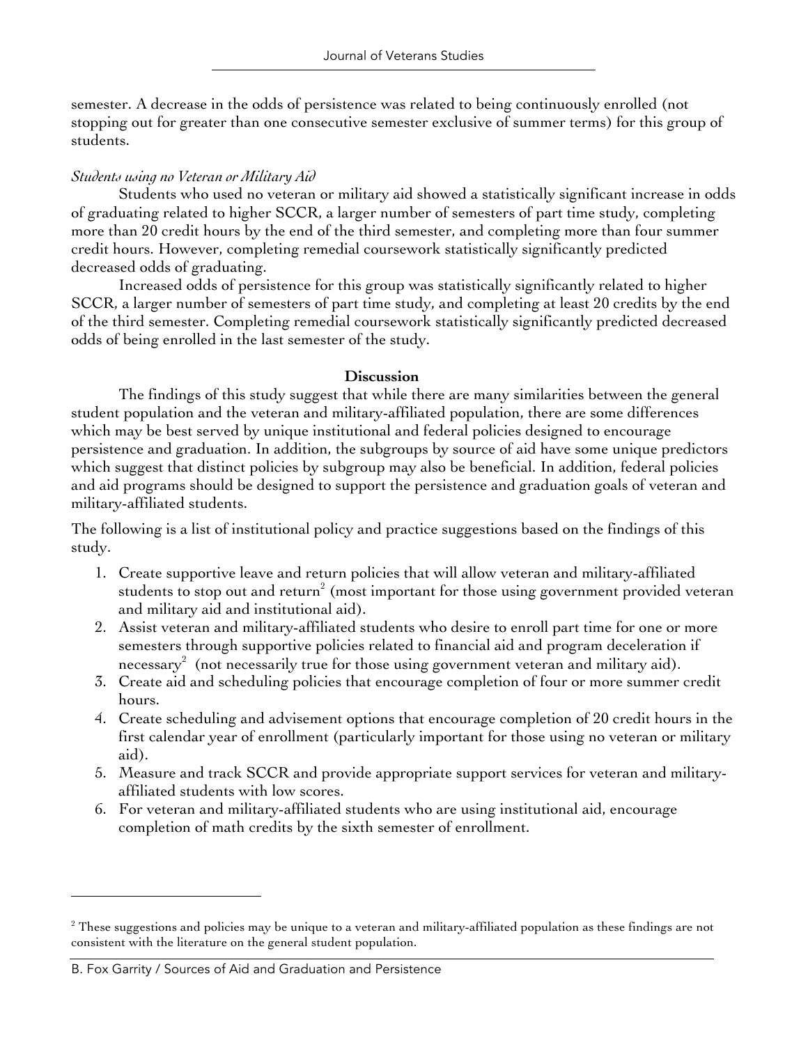semester. A decrease in the odds of persistence was related to being continuously enrolled (not stopping out for greater than one consecutive semester exclusive of summer terms) for this group of students.

*Students using no Veteran or Military Aid*

Students who used no veteran or military aid showed a statistically significant increase in odds of graduating related to higher SCCR, a larger number of semesters of part time study, completing more than 20 credit hours by the end of the third semester, and completing more than four summer credit hours. However, completing remedial coursework statistically significantly predicted decreased odds of graduating.

Increased odds of persistence for this group was statistically significantly related to higher SCCR, a larger number of semesters of part time study, and completing at least 20 credits by the end of the third semester. Completing remedial coursework statistically significantly predicted decreased odds of being enrolled in the last semester of the study.

## Discussion

The findings of this study suggest that while there are many similarities between the general student population and the veteran and military-affiliated population, there are some differences which may be best served by unique institutional and federal policies designed to encourage persistence and graduation. In addition, the subgroups by source of aid have some unique predictors which suggest that distinct policies by subgroup may also be beneficial. In addition, federal policies and aid programs should be designed to support the persistence and graduation goals of veteran and military-affiliated students.

The following is a list of institutional policy and practice suggestions based on the findings of this study.

1. Create supportive leave and return policies that will allow veteran and military-affiliated students to stop out and return[2] (most important for those using government provided veteran and military aid and institutional aid).
2. Assist veteran and military-affiliated students who desire to enroll part time for one or more semesters through supportive policies related to financial aid and program deceleration if necessary[2] (not necessarily true for those using government veteran and military aid).
3. Create aid and scheduling policies that encourage completion of four or more summer credit hours.
4. Create scheduling and advisement options that encourage completion of 20 credit hours in the first calendar year of enrollment (particularly important for those using no veteran or military aid).
5. Measure and track SCCR and provide appropriate support services for veteran and military-affiliated students with low scores.
6. For veteran and military-affiliated students who are using institutional aid, encourage completion of math credits by the sixth semester of enrollment.

---

[2] These suggestions and policies may be unique to a veteran and military-affiliated population as these findings are not consistent with the literature on the general student population.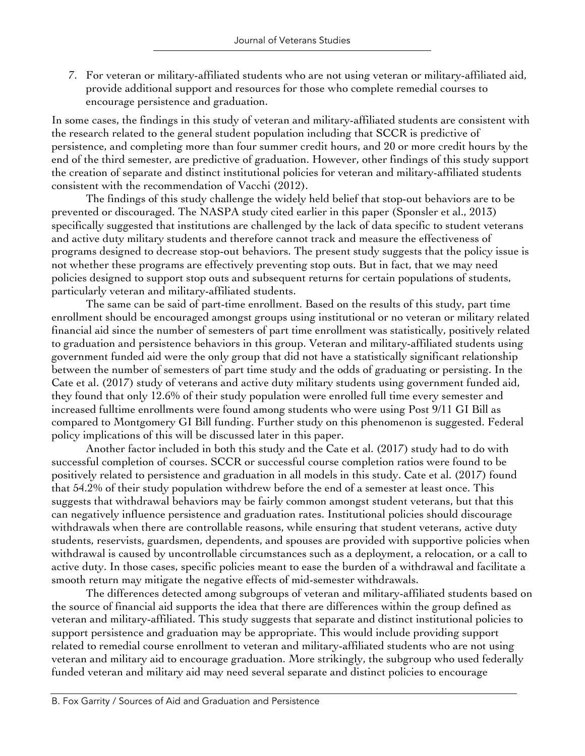7. For veteran or military-affiliated students who are not using veteran or military-affiliated aid, provide additional support and resources for those who complete remedial courses to encourage persistence and graduation.

In some cases, the findings in this study of veteran and military-affiliated students are consistent with the research related to the general student population including that SCCR is predictive of persistence, and completing more than four summer credit hours, and 20 or more credit hours by the end of the third semester, are predictive of graduation. However, other findings of this study support the creation of separate and distinct institutional policies for veteran and military-affiliated students consistent with the recommendation of Vacchi (2012).

The findings of this study challenge the widely held belief that stop-out behaviors are to be prevented or discouraged. The NASPA study cited earlier in this paper (Sponsler et al., 2013) specifically suggested that institutions are challenged by the lack of data specific to student veterans and active duty military students and therefore cannot track and measure the effectiveness of programs designed to decrease stop-out behaviors. The present study suggests that the policy issue is not whether these programs are effectively preventing stop outs. But in fact, that we may need policies designed to support stop outs and subsequent returns for certain populations of students, particularly veteran and military-affiliated students.

The same can be said of part-time enrollment. Based on the results of this study, part time enrollment should be encouraged amongst groups using institutional or no veteran or military related financial aid since the number of semesters of part time enrollment was statistically, positively related to graduation and persistence behaviors in this group. Veteran and military-affiliated students using government funded aid were the only group that did not have a statistically significant relationship between the number of semesters of part time study and the odds of graduating or persisting. In the Cate et al. (2017) study of veterans and active duty military students using government funded aid, they found that only 12.6% of their study population were enrolled full time every semester and increased fulltime enrollments were found among students who were using Post 9/11 GI Bill as compared to Montgomery GI Bill funding. Further study on this phenomenon is suggested. Federal policy implications of this will be discussed later in this paper.

Another factor included in both this study and the Cate et al. (2017) study had to do with successful completion of courses. SCCR or successful course completion ratios were found to be positively related to persistence and graduation in all models in this study. Cate et al. (2017) found that 54.2% of their study population withdrew before the end of a semester at least once. This suggests that withdrawal behaviors may be fairly common amongst student veterans, but that this can negatively influence persistence and graduation rates. Institutional policies should discourage withdrawals when there are controllable reasons, while ensuring that student veterans, active duty students, reservists, guardsmen, dependents, and spouses are provided with supportive policies when withdrawal is caused by uncontrollable circumstances such as a deployment, a relocation, or a call to active duty. In those cases, specific policies meant to ease the burden of a withdrawal and facilitate a smooth return may mitigate the negative effects of mid-semester withdrawals.

The differences detected among subgroups of veteran and military-affiliated students based on the source of financial aid supports the idea that there are differences within the group defined as veteran and military-affiliated. This study suggests that separate and distinct institutional policies to support persistence and graduation may be appropriate. This would include providing support related to remedial course enrollment to veteran and military-affiliated students who are not using veteran and military aid to encourage graduation. More strikingly, the subgroup who used federally funded veteran and military aid may need several separate and distinct policies to encourage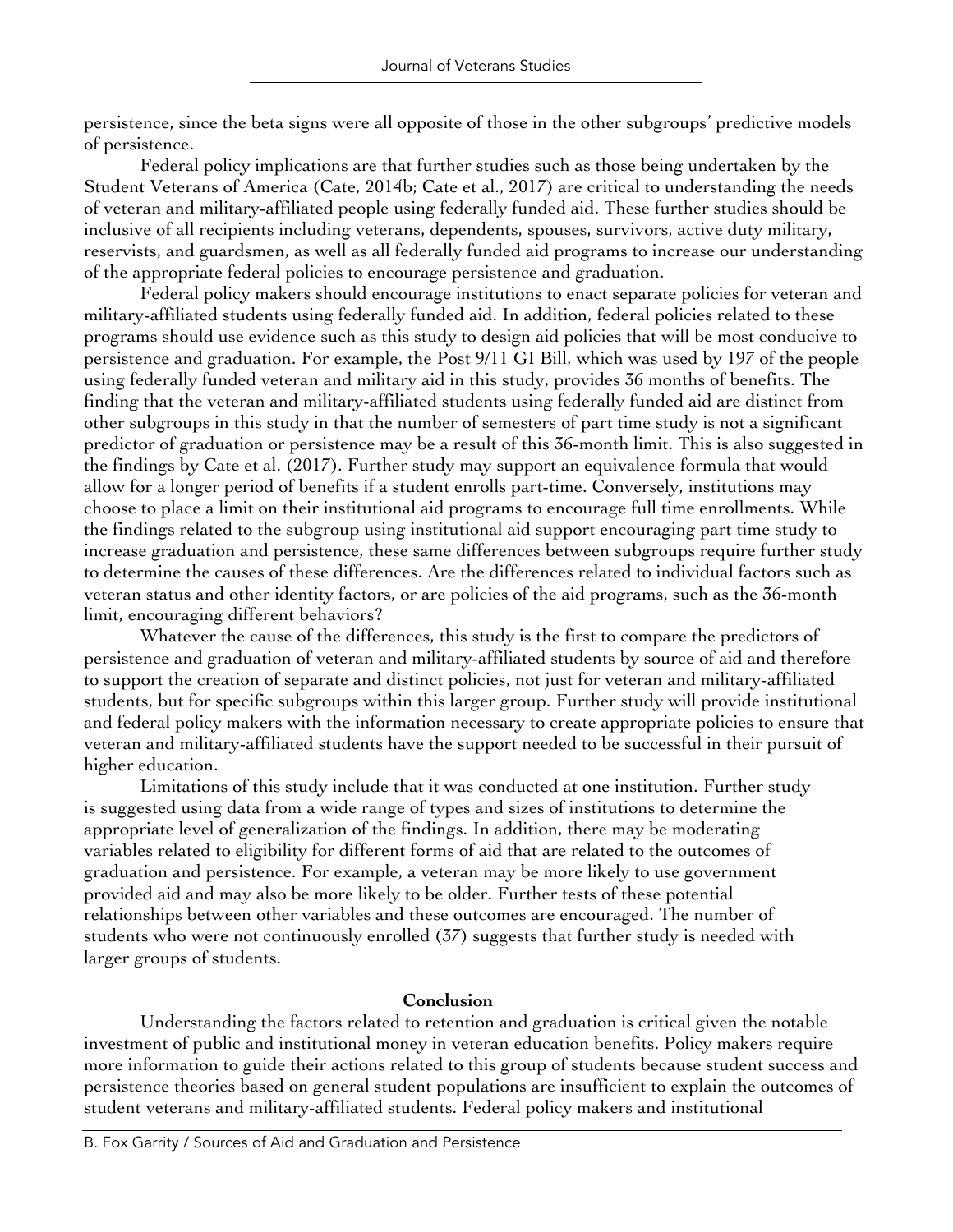persistence, since the beta signs were all opposite of those in the other subgroups' predictive models of persistence.

Federal policy implications are that further studies such as those being undertaken by the Student Veterans of America (Cate, 2014b; Cate et al., 2017) are critical to understanding the needs of veteran and military-affiliated people using federally funded aid. These further studies should be inclusive of all recipients including veterans, dependents, spouses, survivors, active duty military, reservists, and guardsmen, as well as all federally funded aid programs to increase our understanding of the appropriate federal policies to encourage persistence and graduation.

Federal policy makers should encourage institutions to enact separate policies for veteran and military-affiliated students using federally funded aid. In addition, federal policies related to these programs should use evidence such as this study to design aid policies that will be most conducive to persistence and graduation. For example, the Post 9/11 GI Bill, which was used by 197 of the people using federally funded veteran and military aid in this study, provides 36 months of benefits. The finding that the veteran and military-affiliated students using federally funded aid are distinct from other subgroups in this study in that the number of semesters of part time study is not a significant predictor of graduation or persistence may be a result of this 36-month limit. This is also suggested in the findings by Cate et al. (2017). Further study may support an equivalence formula that would allow for a longer period of benefits if a student enrolls part-time. Conversely, institutions may choose to place a limit on their institutional aid programs to encourage full time enrollments. While the findings related to the subgroup using institutional aid support encouraging part time study to increase graduation and persistence, these same differences between subgroups require further study to determine the causes of these differences. Are the differences related to individual factors such as veteran status and other identity factors, or are policies of the aid programs, such as the 36-month limit, encouraging different behaviors?

Whatever the cause of the differences, this study is the first to compare the predictors of persistence and graduation of veteran and military-affiliated students by source of aid and therefore to support the creation of separate and distinct policies, not just for veteran and military-affiliated students, but for specific subgroups within this larger group. Further study will provide institutional and federal policy makers with the information necessary to create appropriate policies to ensure that veteran and military-affiliated students have the support needed to be successful in their pursuit of higher education.

Limitations of this study include that it was conducted at one institution. Further study is suggested using data from a wide range of types and sizes of institutions to determine the appropriate level of generalization of the findings. In addition, there may be moderating variables related to eligibility for different forms of aid that are related to the outcomes of graduation and persistence. For example, a veteran may be more likely to use government provided aid and may also be more likely to be older. Further tests of these potential relationships between other variables and these outcomes are encouraged. The number of students who were not continuously enrolled (37) suggests that further study is needed with larger groups of students.

## Conclusion

Understanding the factors related to retention and graduation is critical given the notable investment of public and institutional money in veteran education benefits. Policy makers require more information to guide their actions related to this group of students because student success and persistence theories based on general student populations are insufficient to explain the outcomes of student veterans and military-affiliated students. Federal policy makers and institutional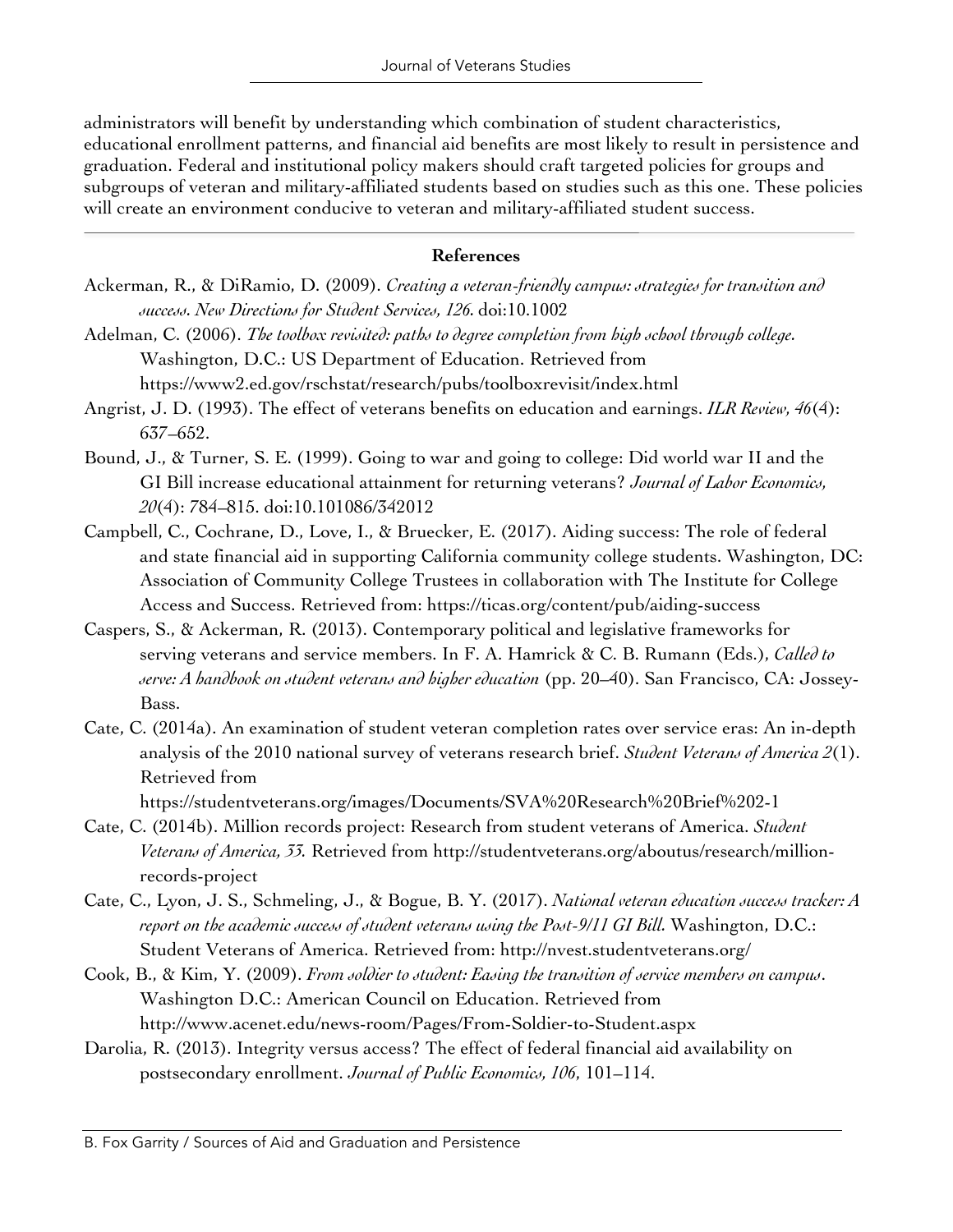administrators will benefit by understanding which combination of student characteristics, educational enrollment patterns, and financial aid benefits are most likely to result in persistence and graduation. Federal and institutional policy makers should craft targeted policies for groups and subgroups of veteran and military-affiliated students based on studies such as this one. These policies will create an environment conducive to veteran and military-affiliated student success.

## References

Ackerman, R., & DiRamio, D. (2009). *Creating a veteran-friendly campus: strategies for transition and success. New Directions for Student Services, 126.* doi:10.1002

Adelman, C. (2006). *The toolbox revisited: paths to degree completion from high school through college.* Washington, D.C.: US Department of Education. Retrieved from https://www2.ed.gov/rschstat/research/pubs/toolboxrevisit/index.html

Angrist, J. D. (1993). The effect of veterans benefits on education and earnings. *ILR Review, 46*(4): 637–652.

Bound, J., & Turner, S. E. (1999). Going to war and going to college: Did world war II and the GI Bill increase educational attainment for returning veterans? *Journal of Labor Economics, 20*(4): 784–815. doi:10.101086/342012

Campbell, C., Cochrane, D., Love, I., & Bruecker, E. (2017). Aiding success: The role of federal and state financial aid in supporting California community college students. Washington, DC: Association of Community College Trustees in collaboration with The Institute for College Access and Success. Retrieved from: https://ticas.org/content/pub/aiding-success

Caspers, S., & Ackerman, R. (2013). Contemporary political and legislative frameworks for serving veterans and service members. In F. A. Hamrick & C. B. Rumann (Eds.), *Called to serve: A handbook on student veterans and higher education* (pp. 20–40). San Francisco, CA: Jossey-Bass.

Cate, C. (2014a). An examination of student veteran completion rates over service eras: An in-depth analysis of the 2010 national survey of veterans research brief. *Student Veterans of America 2*(1). Retrieved from https://studentveterans.org/images/Documents/SVA%20Research%20Brief%202-1

Cate, C. (2014b). Million records project: Research from student veterans of America. *Student Veterans of America, 33.* Retrieved from http://studentveterans.org/aboutus/research/million-records-project

Cate, C., Lyon, J. S., Schmeling, J., & Bogue, B. Y. (2017). *National veteran education success tracker: A report on the academic success of student veterans using the Post-9/11 GI Bill.* Washington, D.C.: Student Veterans of America. Retrieved from: http://nvest.studentveterans.org/

Cook, B., & Kim, Y. (2009). *From soldier to student: Easing the transition of service members on campus*. Washington D.C.: American Council on Education. Retrieved from http://www.acenet.edu/news-room/Pages/From-Soldier-to-Student.aspx

Darolia, R. (2013). Integrity versus access? The effect of federal financial aid availability on postsecondary enrollment. *Journal of Public Economics, 106*, 101–114.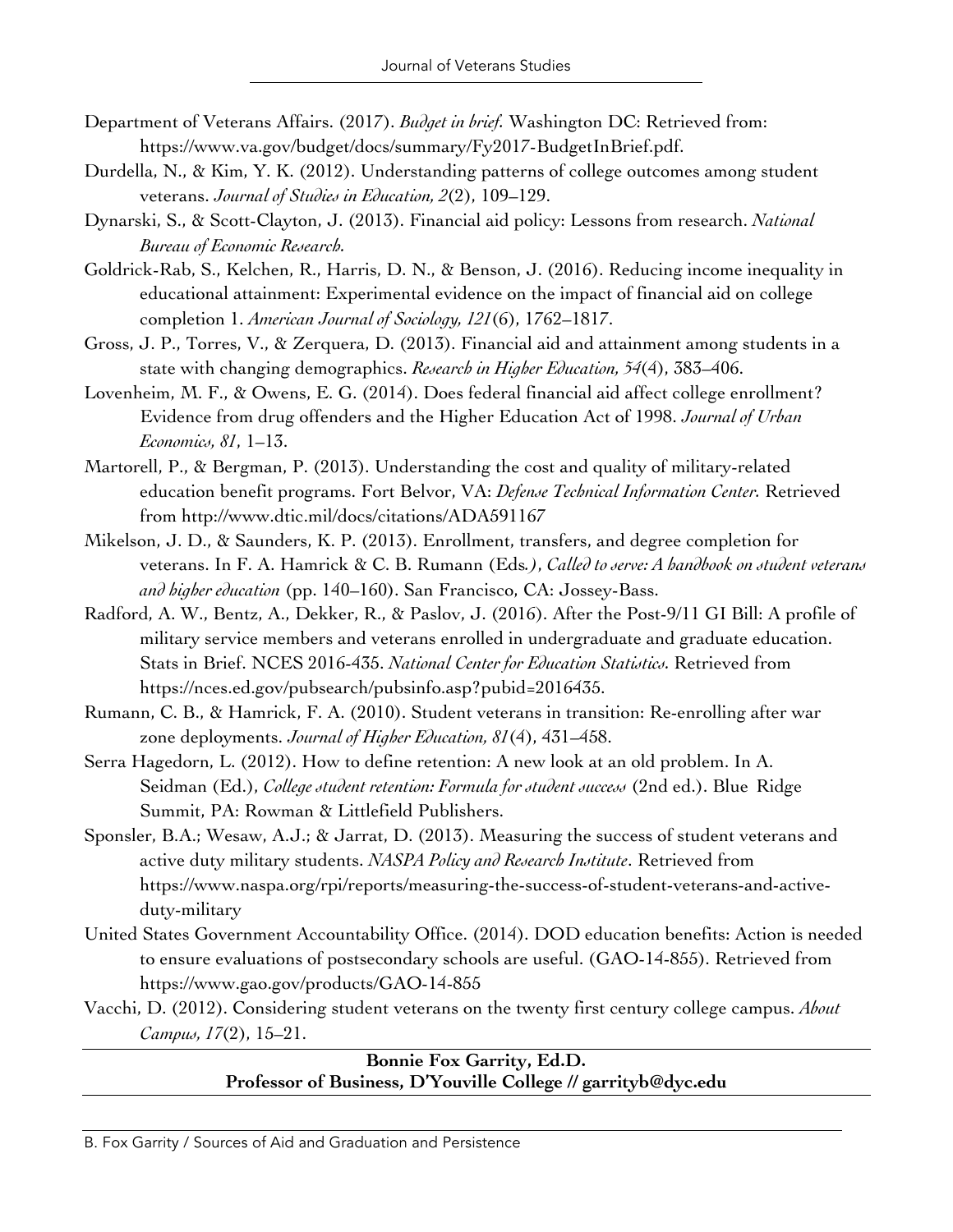Department of Veterans Affairs. (2017). *Budget in brief.* Washington DC: Retrieved from: https://www.va.gov/budget/docs/summary/Fy2017-BudgetInBrief.pdf.

Durdella, N., & Kim, Y. K. (2012). Understanding patterns of college outcomes among student veterans. *Journal of Studies in Education, 2*(2), 109–129.

Dynarski, S., & Scott-Clayton, J. (2013). Financial aid policy: Lessons from research. *National Bureau of Economic Research.*

Goldrick-Rab, S., Kelchen, R., Harris, D. N., & Benson, J. (2016). Reducing income inequality in educational attainment: Experimental evidence on the impact of financial aid on college completion 1. *American Journal of Sociology, 121*(6), 1762–1817.

Gross, J. P., Torres, V., & Zerquera, D. (2013). Financial aid and attainment among students in a state with changing demographics. *Research in Higher Education, 54*(4), 383–406.

Lovenheim, M. F., & Owens, E. G. (2014). Does federal financial aid affect college enrollment? Evidence from drug offenders and the Higher Education Act of 1998. *Journal of Urban Economics, 81*, 1–13.

Martorell, P., & Bergman, P. (2013). Understanding the cost and quality of military-related education benefit programs. Fort Belvor, VA: *Defense Technical Information Center.* Retrieved from http://www.dtic.mil/docs/citations/ADA591167

Mikelson, J. D., & Saunders, K. P. (2013). Enrollment, transfers, and degree completion for veterans. In F. A. Hamrick & C. B. Rumann (Eds*.)*, *Called to serve: A handbook on student veterans and higher education* (pp. 140–160). San Francisco, CA: Jossey-Bass.

Radford, A. W., Bentz, A., Dekker, R., & Paslov, J. (2016). After the Post-9/11 GI Bill: A profile of military service members and veterans enrolled in undergraduate and graduate education. Stats in Brief. NCES 2016-435. *National Center for Education Statistics.* Retrieved from https://nces.ed.gov/pubsearch/pubsinfo.asp?pubid=2016435.

Rumann, C. B., & Hamrick, F. A. (2010). Student veterans in transition: Re-enrolling after war zone deployments. *Journal of Higher Education, 81*(4), 431–458.

Serra Hagedorn, L. (2012). How to define retention: A new look at an old problem. In A. Seidman (Ed.), *College student retention: Formula for student success* (2nd ed.). Blue Ridge Summit, PA: Rowman & Littlefield Publishers.

Sponsler, B.A.; Wesaw, A.J.; & Jarrat, D. (2013). Measuring the success of student veterans and active duty military students. *NASPA Policy and Research Institute*. Retrieved from https://www.naspa.org/rpi/reports/measuring-the-success-of-student-veterans-and-active-duty-military

United States Government Accountability Office. (2014). DOD education benefits: Action is needed to ensure evaluations of postsecondary schools are useful. (GAO-14-855). Retrieved from https://www.gao.gov/products/GAO-14-855

Vacchi, D. (2012). Considering student veterans on the twenty first century college campus. *About Campus, 17*(2), 15–21.

**Bonnie Fox Garrity, Ed.D.**
**Professor of Business, D'Youville College // garrityb@dyc.edu**